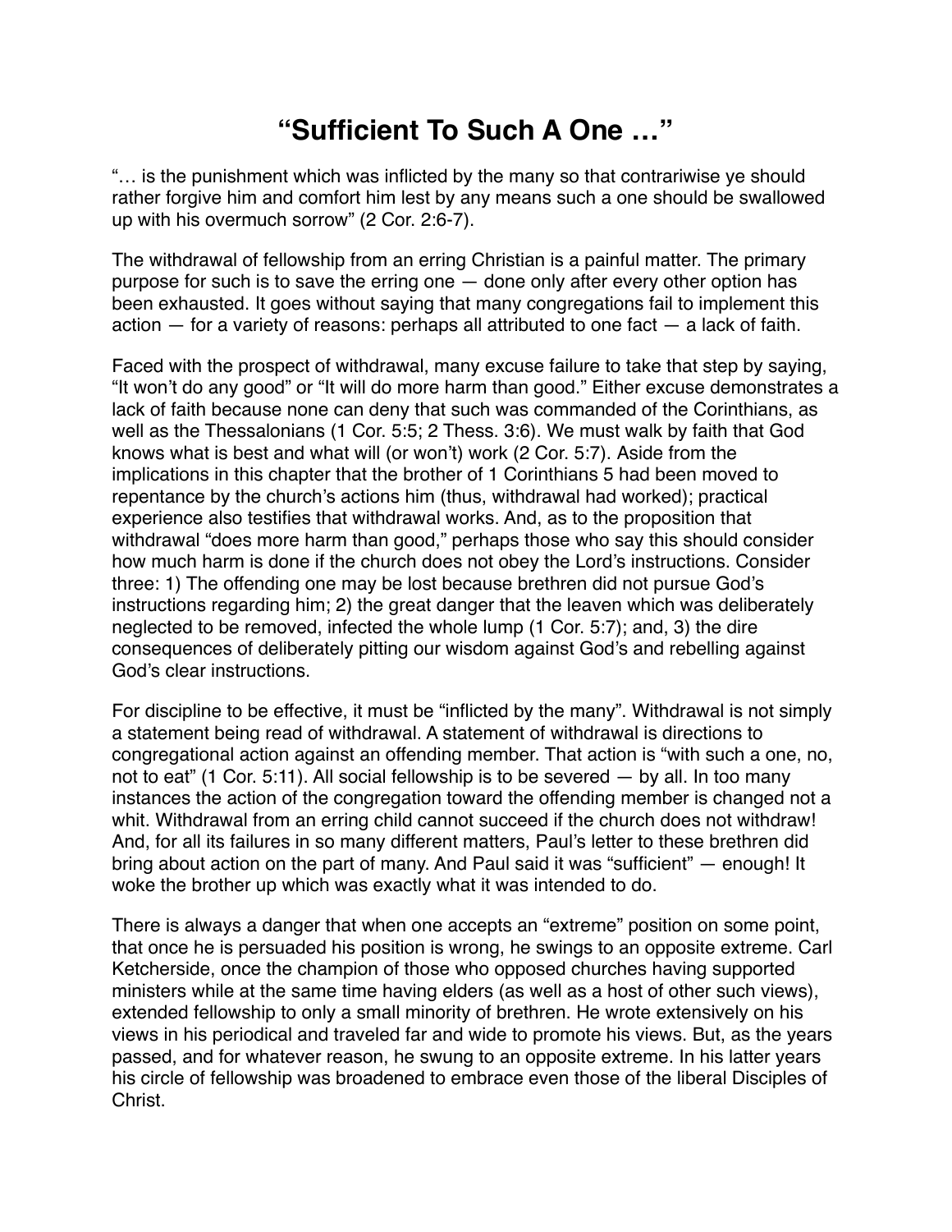# "Sufficient To Such A One …"

"… is the punishment which was inflicted by the many so that contrariwise ye should rather forgive him and comfort him lest by any means such a one should be swallowed up with his overmuch sorrow" (2 Cor. 2:6-7).

The withdrawal of fellowship from an erring Christian is a painful matter. The primary purpose for such is to save the erring one — done only after every other option has been exhausted. It goes without saying that many congregations fail to implement this action — for a variety of reasons: perhaps all attributed to one fact — a lack of faith.

Faced with the prospect of withdrawal, many excuse failure to take that step by saying, "It won't do any good" or "It will do more harm than good." Either excuse demonstrates a lack of faith because none can deny that such was commanded of the Corinthians, as well as the Thessalonians (1 Cor. 5:5; 2 Thess. 3:6). We must walk by faith that God knows what is best and what will (or won't) work (2 Cor. 5:7). Aside from the implications in this chapter that the brother of 1 Corinthians 5 had been moved to repentance by the church's actions him (thus, withdrawal had worked); practical experience also testifies that withdrawal works. And, as to the proposition that withdrawal "does more harm than good," perhaps those who say this should consider how much harm is done if the church does not obey the Lord's instructions. Consider three: 1) The offending one may be lost because brethren did not pursue God's instructions regarding him; 2) the great danger that the leaven which was deliberately neglected to be removed, infected the whole lump (1 Cor. 5:7); and, 3) the dire consequences of deliberately pitting our wisdom against God's and rebelling against God's clear instructions.

For discipline to be effective, it must be "inflicted by the many". Withdrawal is not simply a statement being read of withdrawal. A statement of withdrawal is directions to congregational action against an offending member. That action is "with such a one, no, not to eat" (1 Cor. 5:11). All social fellowship is to be severed — by all. In too many instances the action of the congregation toward the offending member is changed not a whit. Withdrawal from an erring child cannot succeed if the church does not withdraw! And, for all its failures in so many different matters, Paul's letter to these brethren did bring about action on the part of many. And Paul said it was "sufficient" — enough! It woke the brother up which was exactly what it was intended to do.

There is always a danger that when one accepts an "extreme" position on some point, that once he is persuaded his position is wrong, he swings to an opposite extreme. Carl Ketcherside, once the champion of those who opposed churches having supported ministers while at the same time having elders (as well as a host of other such views), extended fellowship to only a small minority of brethren. He wrote extensively on his views in his periodical and traveled far and wide to promote his views. But, as the years passed, and for whatever reason, he swung to an opposite extreme. In his latter years his circle of fellowship was broadened to embrace even those of the liberal Disciples of Christ.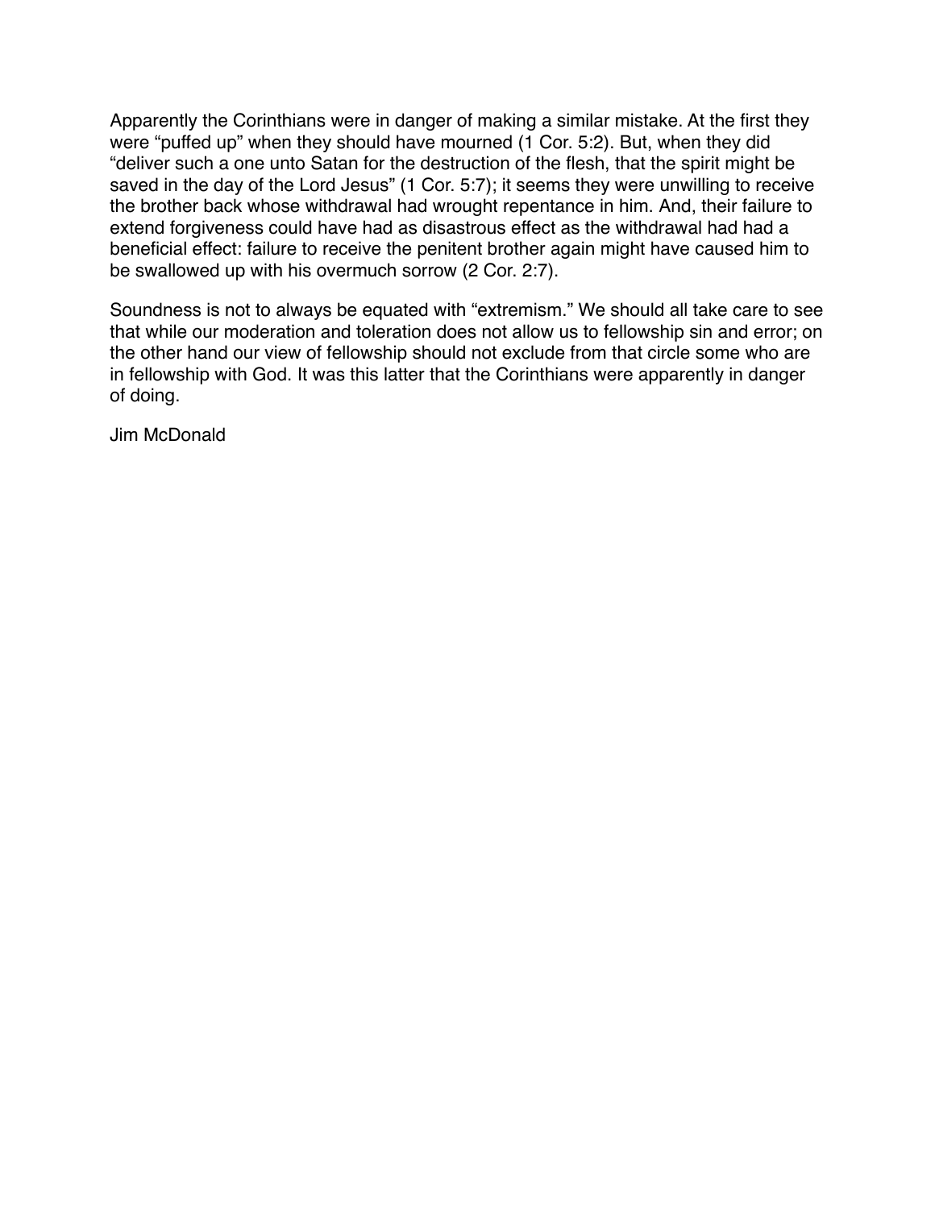Apparently the Corinthians were in danger of making a similar mistake. At the first they were "puffed up" when they should have mourned (1 Cor. 5:2). But, when they did "deliver such a one unto Satan for the destruction of the flesh, that the spirit might be saved in the day of the Lord Jesus" (1 Cor. 5:7); it seems they were unwilling to receive the brother back whose withdrawal had wrought repentance in him. And, their failure to extend forgiveness could have had as disastrous effect as the withdrawal had had a beneficial effect: failure to receive the penitent brother again might have caused him to be swallowed up with his overmuch sorrow (2 Cor. 2:7).

Soundness is not to always be equated with "extremism." We should all take care to see that while our moderation and toleration does not allow us to fellowship sin and error; on the other hand our view of fellowship should not exclude from that circle some who are in fellowship with God. It was this latter that the Corinthians were apparently in danger of doing.

Jim McDonald